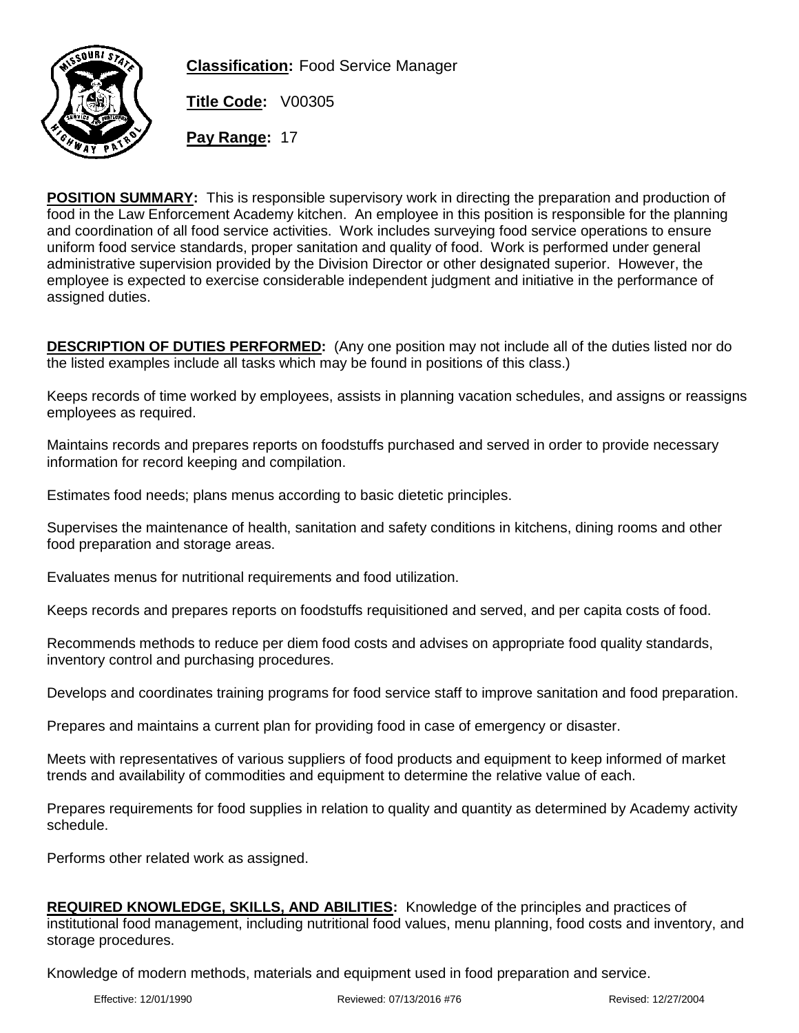**Classification:** Food Service Manager

**Title Code:** V00305

**Pay Range:** 17

**POSITION SUMMARY:** This is responsible supervisory work in directing the preparation and production of food in the Law Enforcement Academy kitchen. An employee in this position is responsible for the planning and coordination of all food service activities. Work includes surveying food service operations to ensure uniform food service standards, proper sanitation and quality of food. Work is performed under general administrative supervision provided by the Division Director or other designated superior. However, the employee is expected to exercise considerable independent judgment and initiative in the performance of assigned duties.

**DESCRIPTION OF DUTIES PERFORMED:** (Any one position may not include all of the duties listed nor do the listed examples include all tasks which may be found in positions of this class.)

Keeps records of time worked by employees, assists in planning vacation schedules, and assigns or reassigns employees as required.

Maintains records and prepares reports on foodstuffs purchased and served in order to provide necessary information for record keeping and compilation.

Estimates food needs; plans menus according to basic dietetic principles.

Supervises the maintenance of health, sanitation and safety conditions in kitchens, dining rooms and other food preparation and storage areas.

Evaluates menus for nutritional requirements and food utilization.

Keeps records and prepares reports on foodstuffs requisitioned and served, and per capita costs of food.

Recommends methods to reduce per diem food costs and advises on appropriate food quality standards, inventory control and purchasing procedures.

Develops and coordinates training programs for food service staff to improve sanitation and food preparation.

Prepares and maintains a current plan for providing food in case of emergency or disaster.

Meets with representatives of various suppliers of food products and equipment to keep informed of market trends and availability of commodities and equipment to determine the relative value of each.

Prepares requirements for food supplies in relation to quality and quantity as determined by Academy activity schedule.

Performs other related work as assigned.

**REQUIRED KNOWLEDGE, SKILLS, AND ABILITIES:** Knowledge of the principles and practices of institutional food management, including nutritional food values, menu planning, food costs and inventory, and storage procedures.

Knowledge of modern methods, materials and equipment used in food preparation and service.

Effective: 12/01/1990 Reviewed: 07/13/2016 #76 Revised: 12/27/2004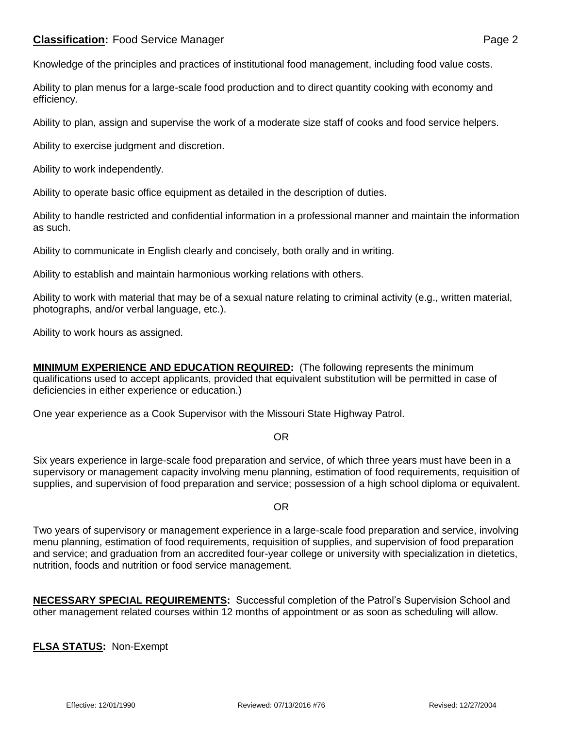Knowledge of the principles and practices of institutional food management, including food value costs.

Ability to plan menus for a large-scale food production and to direct quantity cooking with economy and efficiency.

Ability to plan, assign and supervise the work of a moderate size staff of cooks and food service helpers.

Ability to exercise judgment and discretion.

Ability to work independently.

Ability to operate basic office equipment as detailed in the description of duties.

Ability to handle restricted and confidential information in a professional manner and maintain the information as such.

Ability to communicate in English clearly and concisely, both orally and in writing.

Ability to establish and maintain harmonious working relations with others.

Ability to work with material that may be of a sexual nature relating to criminal activity (e.g., written material, photographs, and/or verbal language, etc.).

Ability to work hours as assigned.

**MINIMUM EXPERIENCE AND EDUCATION REQUIRED:** (The following represents the minimum qualifications used to accept applicants, provided that equivalent substitution will be permitted in case of deficiencies in either experience or education.)

One year experience as a Cook Supervisor with the Missouri State Highway Patrol.

OR

Six years experience in large-scale food preparation and service, of which three years must have been in a supervisory or management capacity involving menu planning, estimation of food requirements, requisition of supplies, and supervision of food preparation and service; possession of a high school diploma or equivalent.

OR

Two years of supervisory or management experience in a large-scale food preparation and service, involving menu planning, estimation of food requirements, requisition of supplies, and supervision of food preparation and service; and graduation from an accredited four-year college or university with specialization in dietetics, nutrition, foods and nutrition or food service management.

**NECESSARY SPECIAL REQUIREMENTS:** Successful completion of the Patrol's Supervision School and other management related courses within 12 months of appointment or as soon as scheduling will allow.

**FLSA STATUS:** Non-Exempt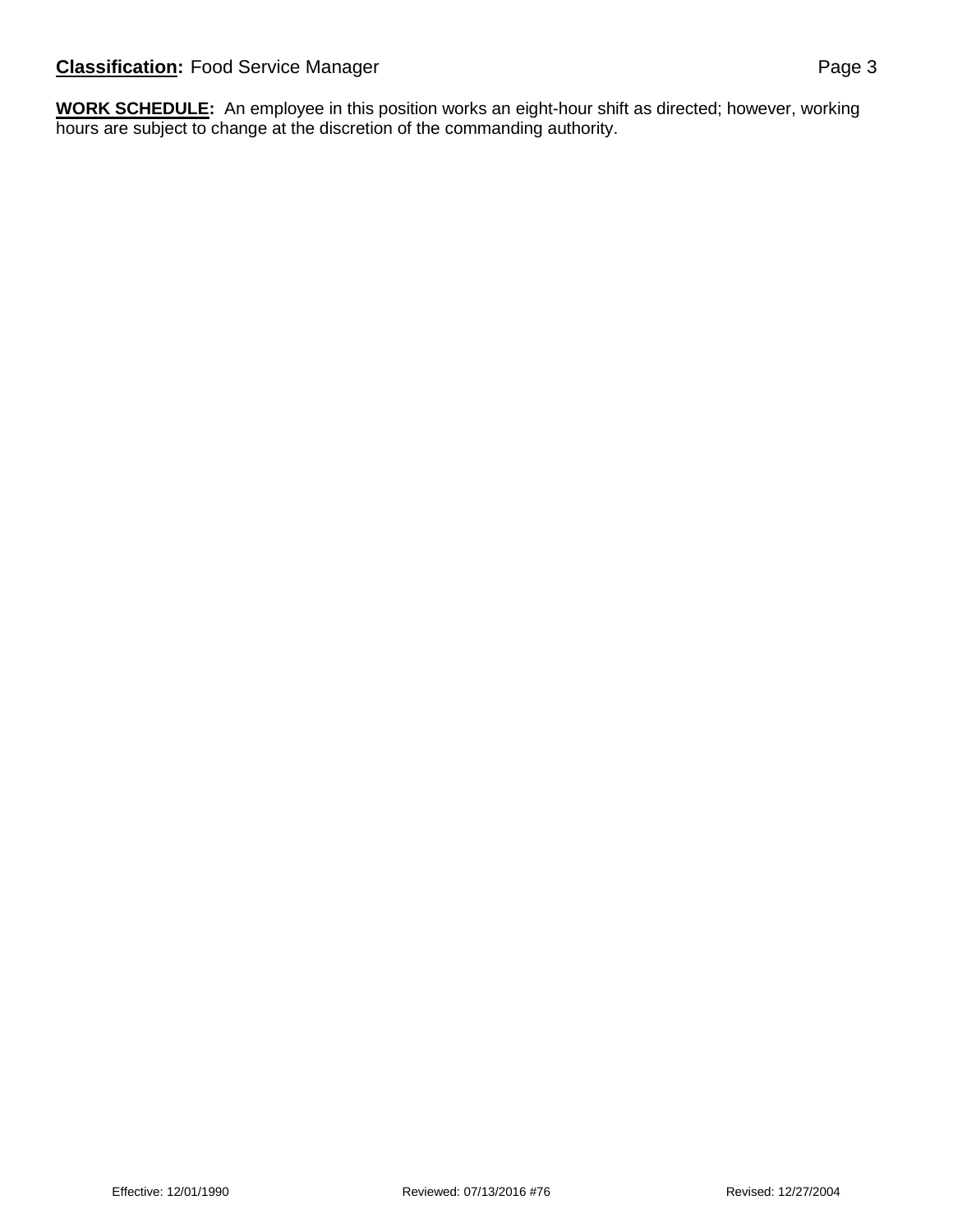**WORK SCHEDULE:** An employee in this position works an eight-hour shift as directed; however, working hours are subject to change at the discretion of the commanding authority.